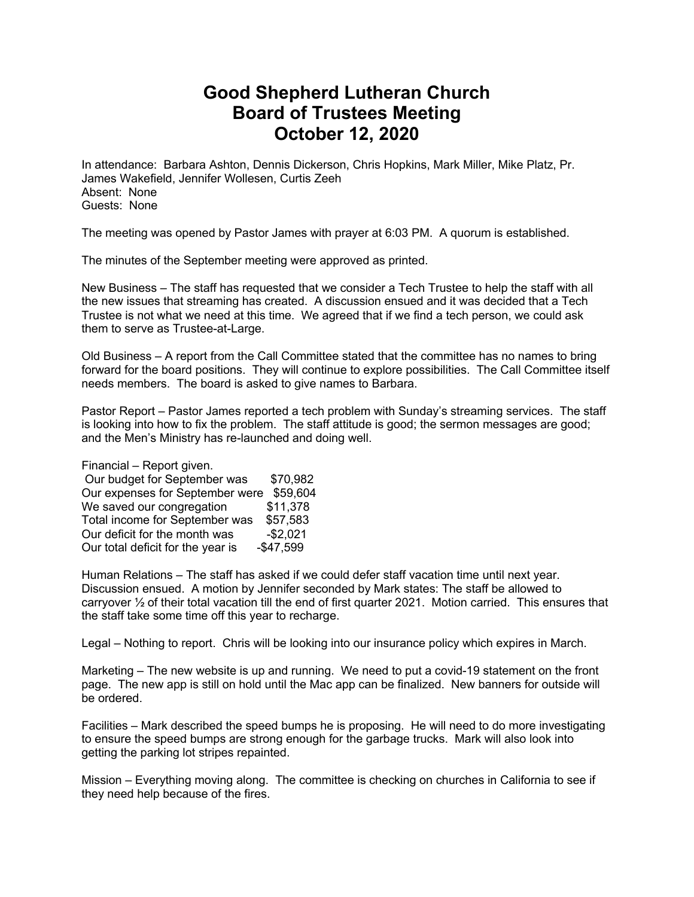# Good Shepherd Lutheran Church
# Board of Trustees Meeting
# October 12, 2020

In attendance: Barbara Ashton, Dennis Dickerson, Chris Hopkins, Mark Miller, Mike Platz, Pr. James Wakefield, Jennifer Wollesen, Curtis Zeeh
Absent: None
Guests: None

The meeting was opened by Pastor James with prayer at 6:03 PM. A quorum is established.

The minutes of the September meeting were approved as printed.

New Business – The staff has requested that we consider a Tech Trustee to help the staff with all the new issues that streaming has created. A discussion ensued and it was decided that a Tech Trustee is not what we need at this time. We agreed that if we find a tech person, we could ask them to serve as Trustee-at-Large.

Old Business – A report from the Call Committee stated that the committee has no names to bring forward for the board positions. They will continue to explore possibilities. The Call Committee itself needs members. The board is asked to give names to Barbara.

Pastor Report – Pastor James reported a tech problem with Sunday's streaming services. The staff is looking into how to fix the problem. The staff attitude is good; the sermon messages are good; and the Men's Ministry has re-launched and doing well.

Financial – Report given.

| | |
|---|---|
| Our budget for September was | $70,982 |
| Our expenses for September were | $59,604 |
| We saved our congregation | $11,378 |
| Total income for September was | $57,583 |
| Our deficit for the month was | -$2,021 |
| Our total deficit for the year is | -$47,599 |

Human Relations – The staff has asked if we could defer staff vacation time until next year. Discussion ensued. A motion by Jennifer seconded by Mark states: The staff be allowed to carryover ½ of their total vacation till the end of first quarter 2021. Motion carried. This ensures that the staff take some time off this year to recharge.

Legal – Nothing to report. Chris will be looking into our insurance policy which expires in March.

Marketing – The new website is up and running. We need to put a covid-19 statement on the front page. The new app is still on hold until the Mac app can be finalized. New banners for outside will be ordered.

Facilities – Mark described the speed bumps he is proposing. He will need to do more investigating to ensure the speed bumps are strong enough for the garbage trucks. Mark will also look into getting the parking lot stripes repainted.

Mission – Everything moving along. The committee is checking on churches in California to see if they need help because of the fires.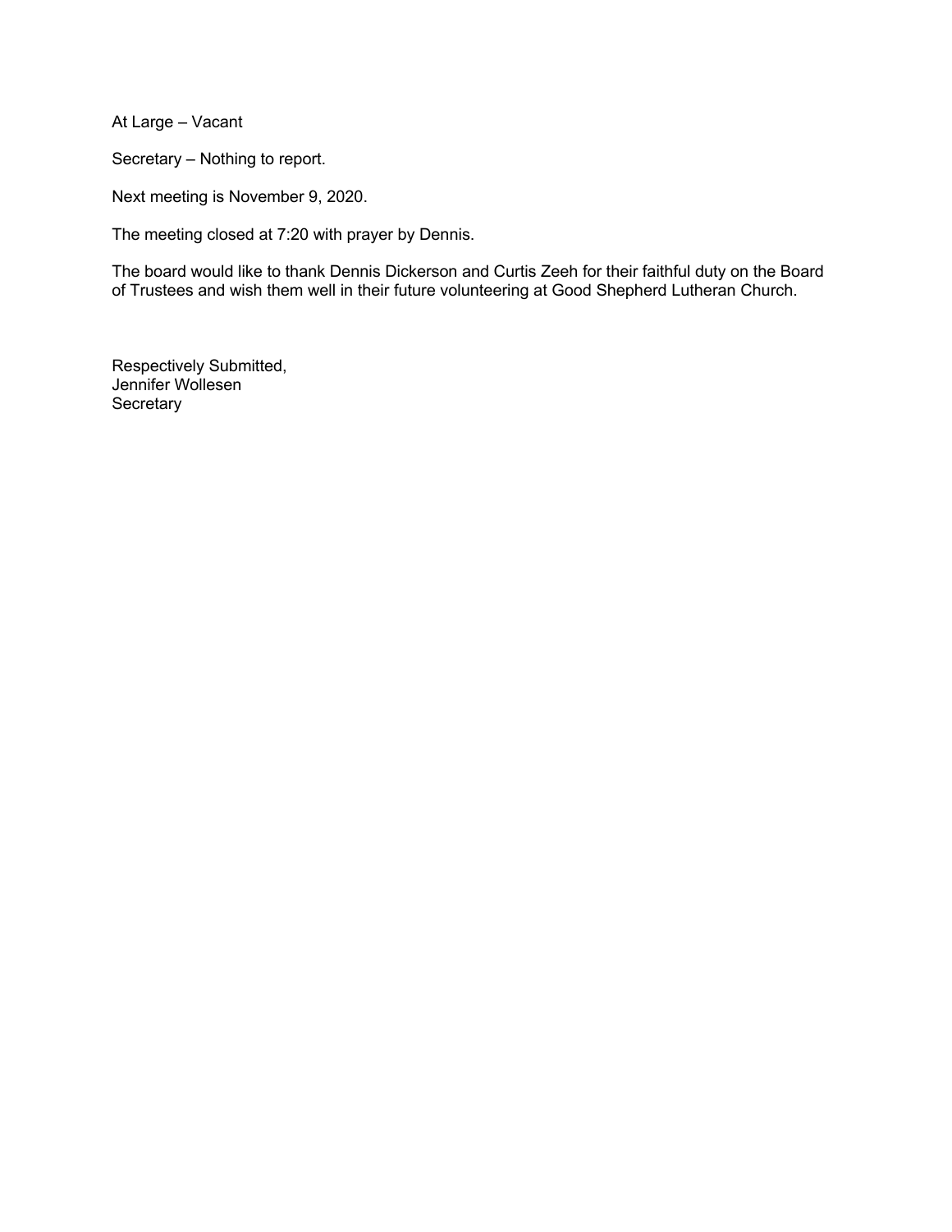At Large – Vacant

Secretary – Nothing to report.

Next meeting is November 9, 2020.

The meeting closed at 7:20 with prayer by Dennis.

The board would like to thank Dennis Dickerson and Curtis Zeeh for their faithful duty on the Board of Trustees and wish them well in their future volunteering at Good Shepherd Lutheran Church.

Respectively Submitted,
Jennifer Wollesen
Secretary